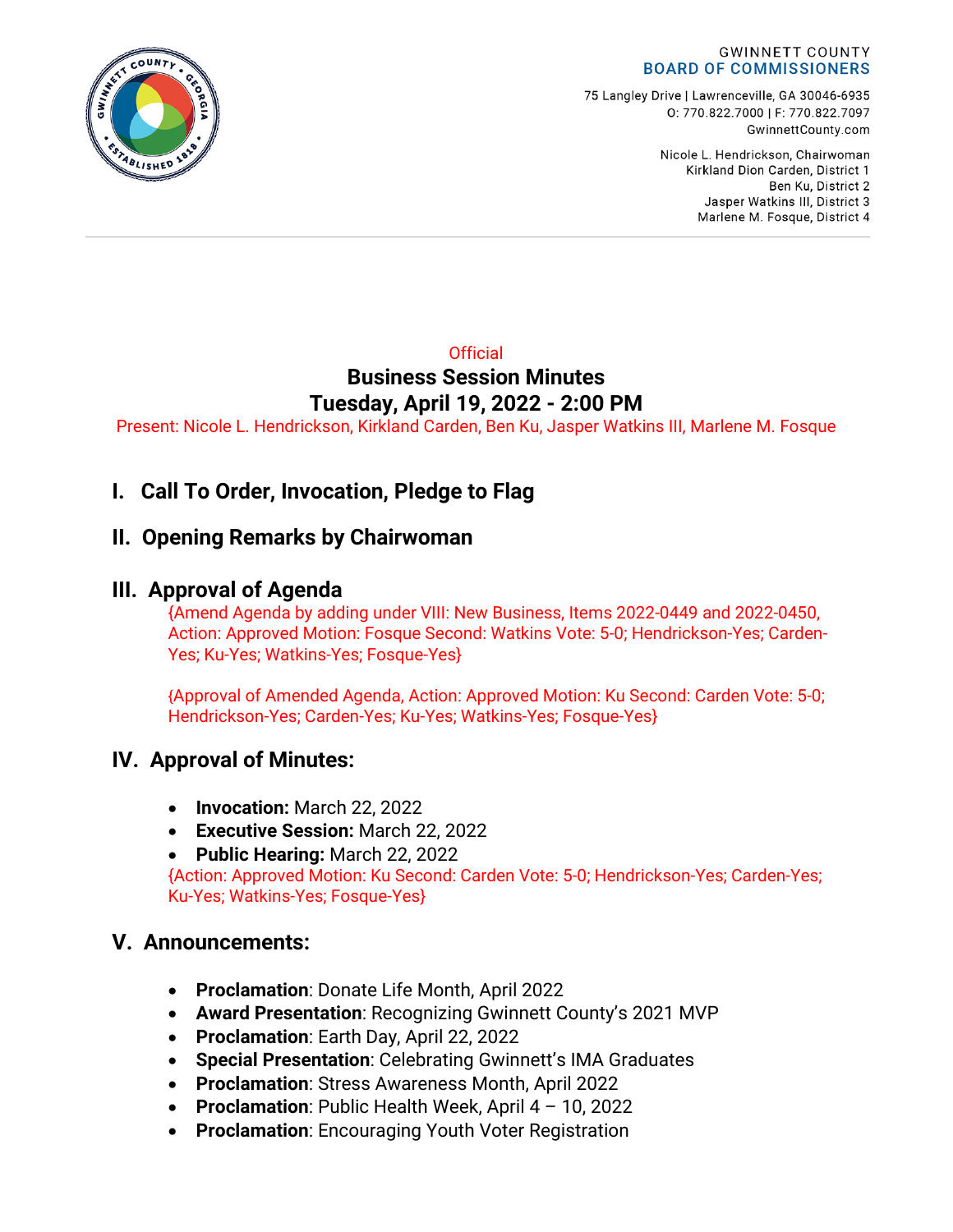GWINNETT COUNTY
BOARD OF COMMISSIONERS

75 Langley Drive | Lawrenceville, GA 30046-6935
O: 770.822.7000 | F: 770.822.7097
GwinnettCounty.com

Nicole L. Hendrickson, Chairwoman
Kirkland Dion Carden, District 1
Ben Ku, District 2
Jasper Watkins III, District 3
Marlene M. Fosque, District 4

Official

# Business Session Minutes
# Tuesday, April 19, 2022 - 2:00 PM

Present: Nicole L. Hendrickson, Kirkland Carden, Ben Ku, Jasper Watkins III, Marlene M. Fosque

## I. Call To Order, Invocation, Pledge to Flag

## II. Opening Remarks by Chairwoman

## III. Approval of Agenda

{Amend Agenda by adding under VIII: New Business, Items 2022-0449 and 2022-0450, Action: Approved Motion: Fosque Second: Watkins Vote: 5-0; Hendrickson-Yes; Carden-Yes; Ku-Yes; Watkins-Yes; Fosque-Yes}

{Approval of Amended Agenda, Action: Approved Motion: Ku Second: Carden Vote: 5-0; Hendrickson-Yes; Carden-Yes; Ku-Yes; Watkins-Yes; Fosque-Yes}

## IV. Approval of Minutes:

- **Invocation:** March 22, 2022
- **Executive Session:** March 22, 2022
- **Public Hearing:** March 22, 2022

{Action: Approved Motion: Ku Second: Carden Vote: 5-0; Hendrickson-Yes; Carden-Yes; Ku-Yes; Watkins-Yes; Fosque-Yes}

## V. Announcements:

- **Proclamation**: Donate Life Month, April 2022
- **Award Presentation**: Recognizing Gwinnett County's 2021 MVP
- **Proclamation**: Earth Day, April 22, 2022
- **Special Presentation**: Celebrating Gwinnett's IMA Graduates
- **Proclamation**: Stress Awareness Month, April 2022
- **Proclamation**: Public Health Week, April 4 – 10, 2022
- **Proclamation**: Encouraging Youth Voter Registration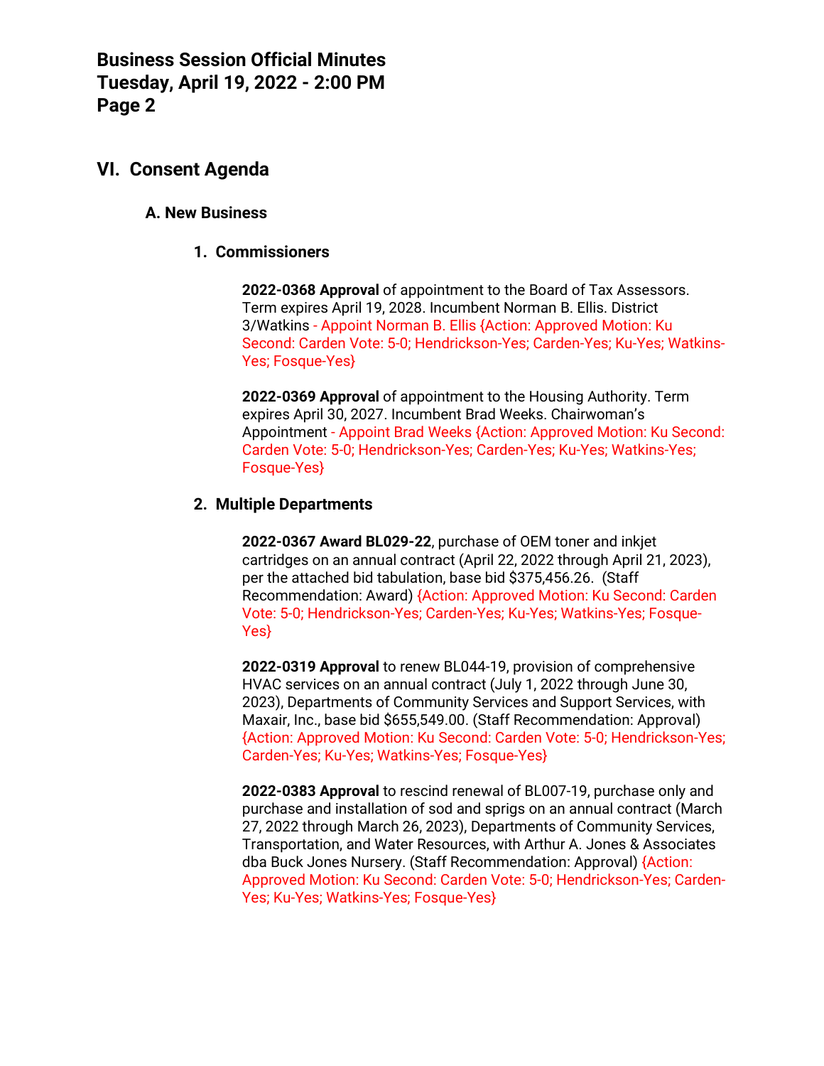## VI. Consent Agenda

### A. New Business

#### 1. Commissioners

**2022-0368 Approval** of appointment to the Board of Tax Assessors. Term expires April 19, 2028. Incumbent Norman B. Ellis. District 3/Watkins - Appoint Norman B. Ellis {Action: Approved Motion: Ku Second: Carden Vote: 5-0; Hendrickson-Yes; Carden-Yes; Ku-Yes; Watkins-Yes; Fosque-Yes}

**2022-0369 Approval** of appointment to the Housing Authority. Term expires April 30, 2027. Incumbent Brad Weeks. Chairwoman's Appointment - Appoint Brad Weeks {Action: Approved Motion: Ku Second: Carden Vote: 5-0; Hendrickson-Yes; Carden-Yes; Ku-Yes; Watkins-Yes; Fosque-Yes}

#### 2. Multiple Departments

**2022-0367 Award BL029-22**, purchase of OEM toner and inkjet cartridges on an annual contract (April 22, 2022 through April 21, 2023), per the attached bid tabulation, base bid $375,456.26. (Staff Recommendation: Award) {Action: Approved Motion: Ku Second: Carden Vote: 5-0; Hendrickson-Yes; Carden-Yes; Ku-Yes; Watkins-Yes; Fosque-Yes}

**2022-0319 Approval** to renew BL044-19, provision of comprehensive HVAC services on an annual contract (July 1, 2022 through June 30, 2023), Departments of Community Services and Support Services, with Maxair, Inc., base bid $655,549.00. (Staff Recommendation: Approval) {Action: Approved Motion: Ku Second: Carden Vote: 5-0; Hendrickson-Yes; Carden-Yes; Ku-Yes; Watkins-Yes; Fosque-Yes}

**2022-0383 Approval** to rescind renewal of BL007-19, purchase only and purchase and installation of sod and sprigs on an annual contract (March 27, 2022 through March 26, 2023), Departments of Community Services, Transportation, and Water Resources, with Arthur A. Jones & Associates dba Buck Jones Nursery. (Staff Recommendation: Approval) {Action: Approved Motion: Ku Second: Carden Vote: 5-0; Hendrickson-Yes; Carden-Yes; Ku-Yes; Watkins-Yes; Fosque-Yes}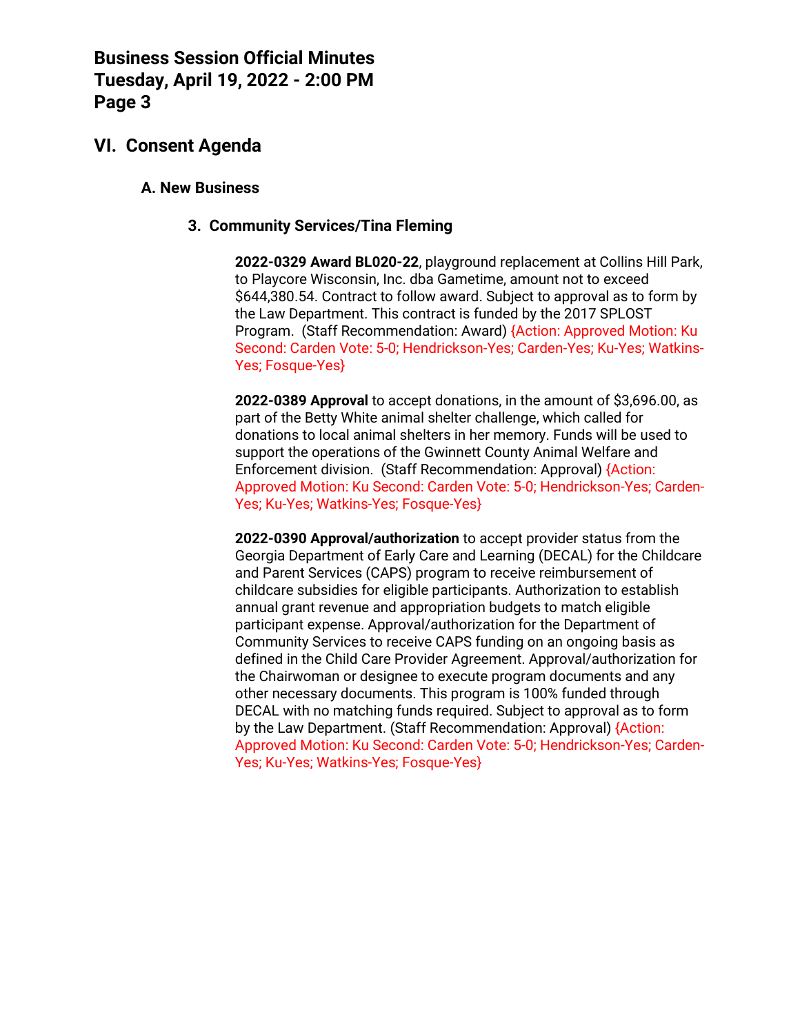## VI. Consent Agenda

### A. New Business

#### 3. Community Services/Tina Fleming

**2022-0329 Award BL020-22**, playground replacement at Collins Hill Park, to Playcore Wisconsin, Inc. dba Gametime, amount not to exceed $644,380.54. Contract to follow award. Subject to approval as to form by the Law Department. This contract is funded by the 2017 SPLOST Program. (Staff Recommendation: Award) {Action: Approved Motion: Ku Second: Carden Vote: 5-0; Hendrickson-Yes; Carden-Yes; Ku-Yes; Watkins-Yes; Fosque-Yes}

**2022-0389 Approval** to accept donations, in the amount of $3,696.00, as part of the Betty White animal shelter challenge, which called for donations to local animal shelters in her memory. Funds will be used to support the operations of the Gwinnett County Animal Welfare and Enforcement division. (Staff Recommendation: Approval) {Action: Approved Motion: Ku Second: Carden Vote: 5-0; Hendrickson-Yes; Carden-Yes; Ku-Yes; Watkins-Yes; Fosque-Yes}

**2022-0390 Approval/authorization** to accept provider status from the Georgia Department of Early Care and Learning (DECAL) for the Childcare and Parent Services (CAPS) program to receive reimbursement of childcare subsidies for eligible participants. Authorization to establish annual grant revenue and appropriation budgets to match eligible participant expense. Approval/authorization for the Department of Community Services to receive CAPS funding on an ongoing basis as defined in the Child Care Provider Agreement. Approval/authorization for the Chairwoman or designee to execute program documents and any other necessary documents. This program is 100% funded through DECAL with no matching funds required. Subject to approval as to form by the Law Department. (Staff Recommendation: Approval) {Action: Approved Motion: Ku Second: Carden Vote: 5-0; Hendrickson-Yes; Carden-Yes; Ku-Yes; Watkins-Yes; Fosque-Yes}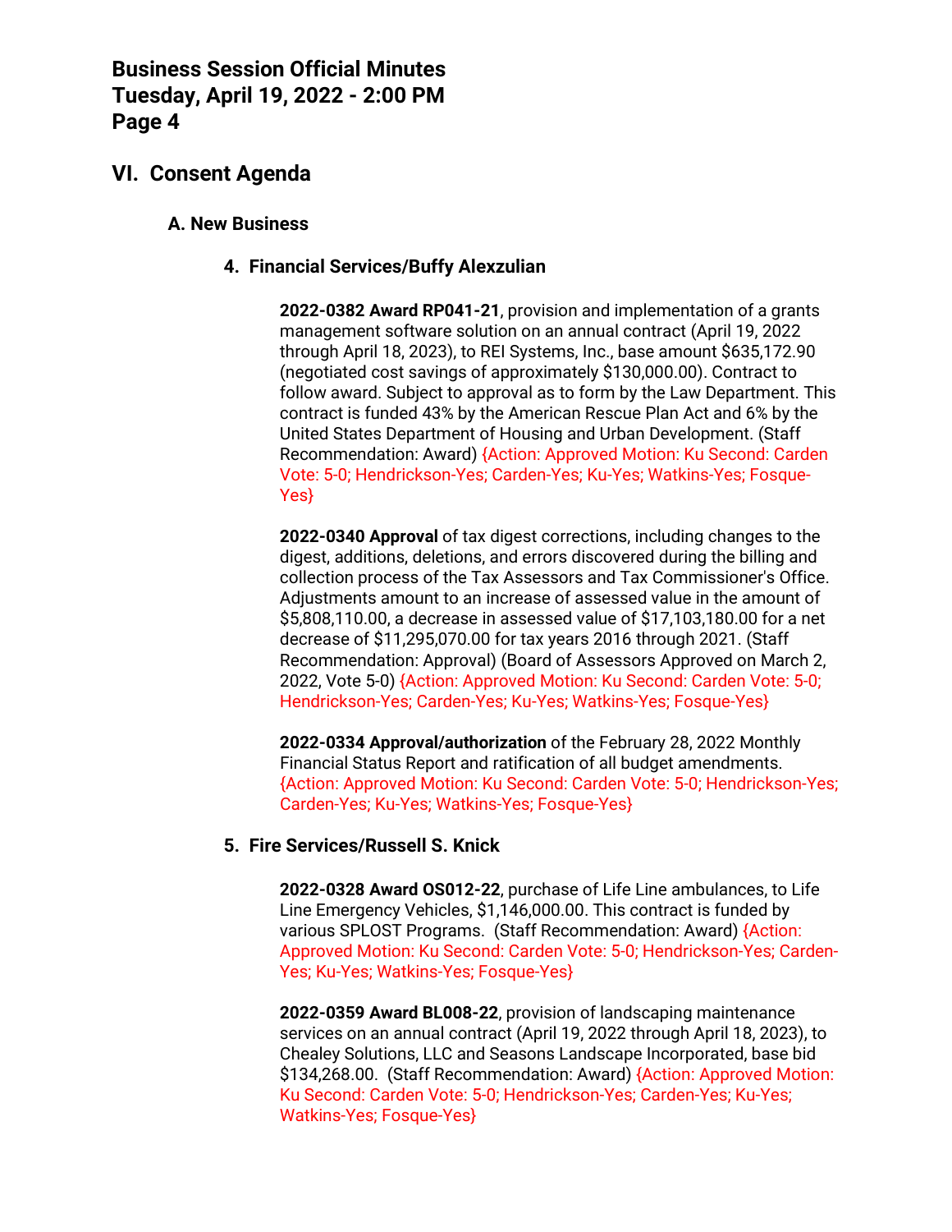## VI. Consent Agenda

### A. New Business

#### 4. Financial Services/Buffy Alexzulian

**2022-0382 Award RP041-21**, provision and implementation of a grants management software solution on an annual contract (April 19, 2022 through April 18, 2023), to REI Systems, Inc., base amount $635,172.90 (negotiated cost savings of approximately $130,000.00). Contract to follow award. Subject to approval as to form by the Law Department. This contract is funded 43% by the American Rescue Plan Act and 6% by the United States Department of Housing and Urban Development. (Staff Recommendation: Award) {Action: Approved Motion: Ku Second: Carden Vote: 5-0; Hendrickson-Yes; Carden-Yes; Ku-Yes; Watkins-Yes; Fosque-Yes}

**2022-0340 Approval** of tax digest corrections, including changes to the digest, additions, deletions, and errors discovered during the billing and collection process of the Tax Assessors and Tax Commissioner's Office. Adjustments amount to an increase of assessed value in the amount of $5,808,110.00, a decrease in assessed value of $17,103,180.00 for a net decrease of $11,295,070.00 for tax years 2016 through 2021. (Staff Recommendation: Approval) (Board of Assessors Approved on March 2, 2022, Vote 5-0) {Action: Approved Motion: Ku Second: Carden Vote: 5-0; Hendrickson-Yes; Carden-Yes; Ku-Yes; Watkins-Yes; Fosque-Yes}

**2022-0334 Approval/authorization** of the February 28, 2022 Monthly Financial Status Report and ratification of all budget amendments. {Action: Approved Motion: Ku Second: Carden Vote: 5-0; Hendrickson-Yes; Carden-Yes; Ku-Yes; Watkins-Yes; Fosque-Yes}

#### 5. Fire Services/Russell S. Knick

**2022-0328 Award OS012-22**, purchase of Life Line ambulances, to Life Line Emergency Vehicles, $1,146,000.00. This contract is funded by various SPLOST Programs. (Staff Recommendation: Award) {Action: Approved Motion: Ku Second: Carden Vote: 5-0; Hendrickson-Yes; Carden-Yes; Ku-Yes; Watkins-Yes; Fosque-Yes}

**2022-0359 Award BL008-22**, provision of landscaping maintenance services on an annual contract (April 19, 2022 through April 18, 2023), to Chealey Solutions, LLC and Seasons Landscape Incorporated, base bid $134,268.00. (Staff Recommendation: Award) {Action: Approved Motion: Ku Second: Carden Vote: 5-0; Hendrickson-Yes; Carden-Yes; Ku-Yes; Watkins-Yes; Fosque-Yes}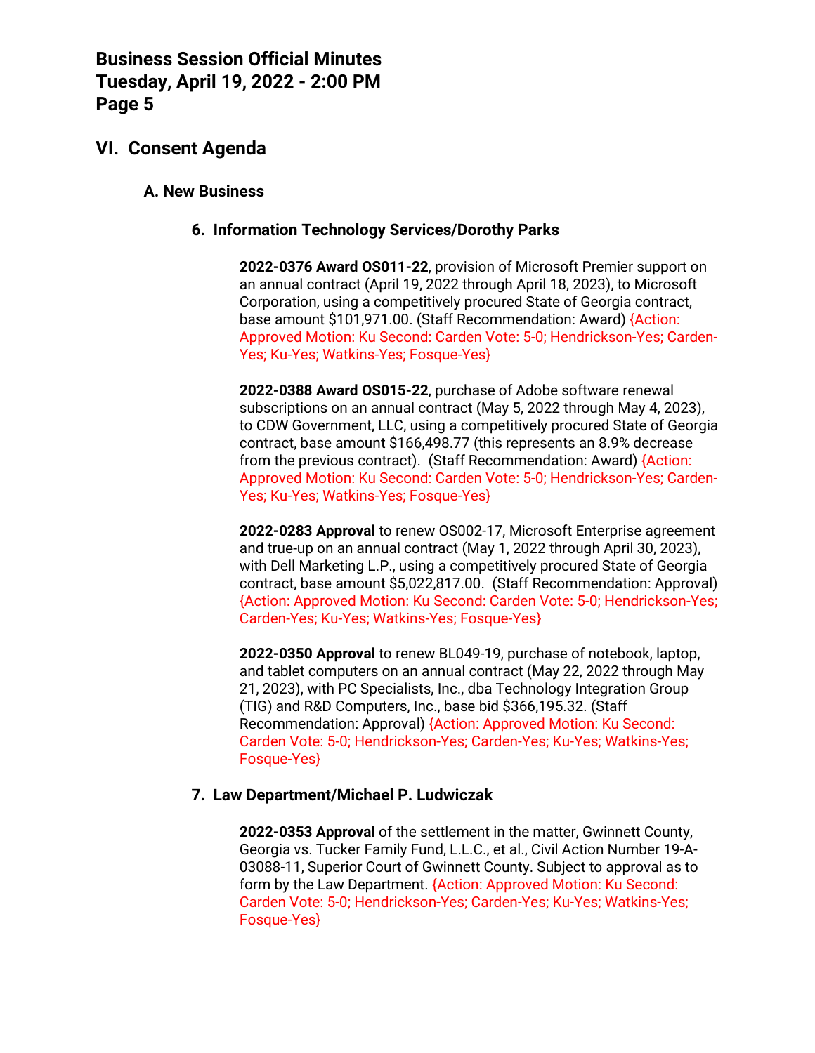## VI. Consent Agenda

### A. New Business

#### 6. Information Technology Services/Dorothy Parks

**2022-0376 Award OS011-22**, provision of Microsoft Premier support on an annual contract (April 19, 2022 through April 18, 2023), to Microsoft Corporation, using a competitively procured State of Georgia contract, base amount $101,971.00. (Staff Recommendation: Award) {Action: Approved Motion: Ku Second: Carden Vote: 5-0; Hendrickson-Yes; Carden-Yes; Ku-Yes; Watkins-Yes; Fosque-Yes}

**2022-0388 Award OS015-22**, purchase of Adobe software renewal subscriptions on an annual contract (May 5, 2022 through May 4, 2023), to CDW Government, LLC, using a competitively procured State of Georgia contract, base amount $166,498.77 (this represents an 8.9% decrease from the previous contract). (Staff Recommendation: Award) {Action: Approved Motion: Ku Second: Carden Vote: 5-0; Hendrickson-Yes; Carden-Yes; Ku-Yes; Watkins-Yes; Fosque-Yes}

**2022-0283 Approval** to renew OS002-17, Microsoft Enterprise agreement and true-up on an annual contract (May 1, 2022 through April 30, 2023), with Dell Marketing L.P., using a competitively procured State of Georgia contract, base amount $5,022,817.00. (Staff Recommendation: Approval) {Action: Approved Motion: Ku Second: Carden Vote: 5-0; Hendrickson-Yes; Carden-Yes; Ku-Yes; Watkins-Yes; Fosque-Yes}

**2022-0350 Approval** to renew BL049-19, purchase of notebook, laptop, and tablet computers on an annual contract (May 22, 2022 through May 21, 2023), with PC Specialists, Inc., dba Technology Integration Group (TIG) and R&D Computers, Inc., base bid $366,195.32. (Staff Recommendation: Approval) {Action: Approved Motion: Ku Second: Carden Vote: 5-0; Hendrickson-Yes; Carden-Yes; Ku-Yes; Watkins-Yes; Fosque-Yes}

#### 7. Law Department/Michael P. Ludwiczak

**2022-0353 Approval** of the settlement in the matter, Gwinnett County, Georgia vs. Tucker Family Fund, L.L.C., et al., Civil Action Number 19-A-03088-11, Superior Court of Gwinnett County. Subject to approval as to form by the Law Department. {Action: Approved Motion: Ku Second: Carden Vote: 5-0; Hendrickson-Yes; Carden-Yes; Ku-Yes; Watkins-Yes; Fosque-Yes}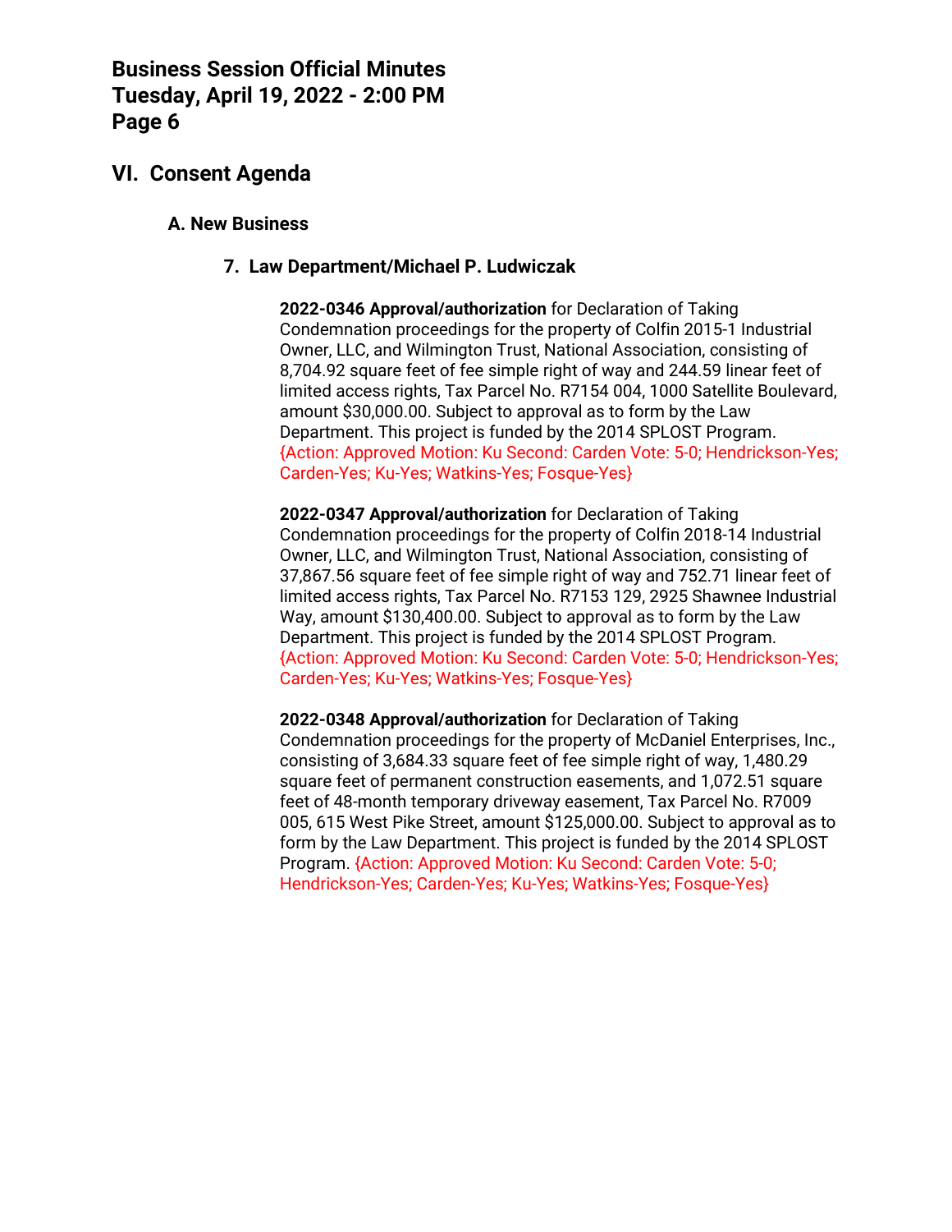## VI. Consent Agenda

### A. New Business

#### 7. Law Department/Michael P. Ludwiczak

**2022-0346 Approval/authorization** for Declaration of Taking Condemnation proceedings for the property of Colfin 2015-1 Industrial Owner, LLC, and Wilmington Trust, National Association, consisting of 8,704.92 square feet of fee simple right of way and 244.59 linear feet of limited access rights, Tax Parcel No. R7154 004, 1000 Satellite Boulevard, amount $30,000.00. Subject to approval as to form by the Law Department. This project is funded by the 2014 SPLOST Program. {Action: Approved Motion: Ku Second: Carden Vote: 5-0; Hendrickson-Yes; Carden-Yes; Ku-Yes; Watkins-Yes; Fosque-Yes}

**2022-0347 Approval/authorization** for Declaration of Taking Condemnation proceedings for the property of Colfin 2018-14 Industrial Owner, LLC, and Wilmington Trust, National Association, consisting of 37,867.56 square feet of fee simple right of way and 752.71 linear feet of limited access rights, Tax Parcel No. R7153 129, 2925 Shawnee Industrial Way, amount $130,400.00. Subject to approval as to form by the Law Department. This project is funded by the 2014 SPLOST Program. {Action: Approved Motion: Ku Second: Carden Vote: 5-0; Hendrickson-Yes; Carden-Yes; Ku-Yes; Watkins-Yes; Fosque-Yes}

**2022-0348 Approval/authorization** for Declaration of Taking Condemnation proceedings for the property of McDaniel Enterprises, Inc., consisting of 3,684.33 square feet of fee simple right of way, 1,480.29 square feet of permanent construction easements, and 1,072.51 square feet of 48-month temporary driveway easement, Tax Parcel No. R7009 005, 615 West Pike Street, amount $125,000.00. Subject to approval as to form by the Law Department. This project is funded by the 2014 SPLOST Program. {Action: Approved Motion: Ku Second: Carden Vote: 5-0; Hendrickson-Yes; Carden-Yes; Ku-Yes; Watkins-Yes; Fosque-Yes}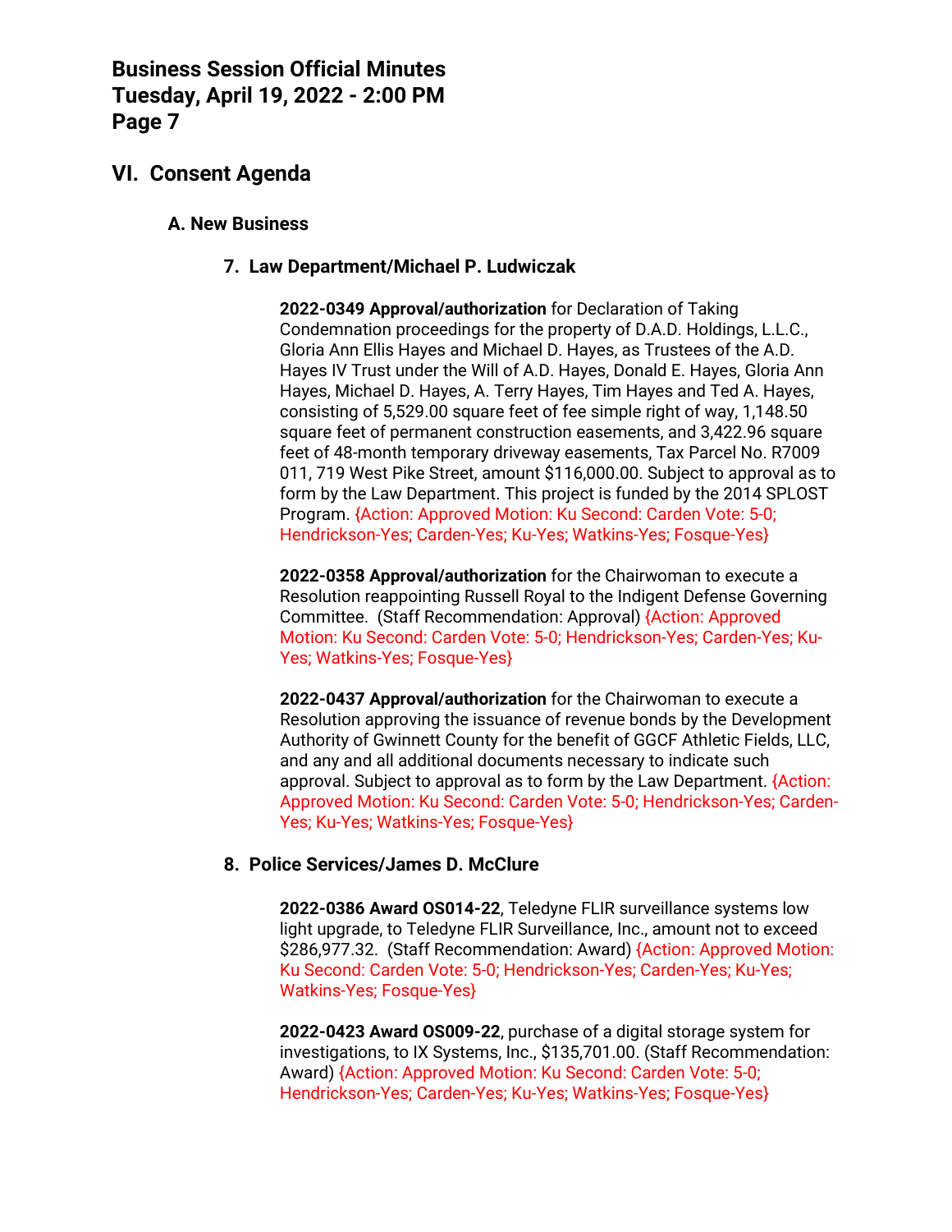## VI. Consent Agenda

### A. New Business

#### 7. Law Department/Michael P. Ludwiczak

**2022-0349 Approval/authorization** for Declaration of Taking Condemnation proceedings for the property of D.A.D. Holdings, L.L.C., Gloria Ann Ellis Hayes and Michael D. Hayes, as Trustees of the A.D. Hayes IV Trust under the Will of A.D. Hayes, Donald E. Hayes, Gloria Ann Hayes, Michael D. Hayes, A. Terry Hayes, Tim Hayes and Ted A. Hayes, consisting of 5,529.00 square feet of fee simple right of way, 1,148.50 square feet of permanent construction easements, and 3,422.96 square feet of 48-month temporary driveway easements, Tax Parcel No. R7009 011, 719 West Pike Street, amount $116,000.00. Subject to approval as to form by the Law Department. This project is funded by the 2014 SPLOST Program. {Action: Approved Motion: Ku Second: Carden Vote: 5-0; Hendrickson-Yes; Carden-Yes; Ku-Yes; Watkins-Yes; Fosque-Yes}

**2022-0358 Approval/authorization** for the Chairwoman to execute a Resolution reappointing Russell Royal to the Indigent Defense Governing Committee. (Staff Recommendation: Approval) {Action: Approved Motion: Ku Second: Carden Vote: 5-0; Hendrickson-Yes; Carden-Yes; Ku-Yes; Watkins-Yes; Fosque-Yes}

**2022-0437 Approval/authorization** for the Chairwoman to execute a Resolution approving the issuance of revenue bonds by the Development Authority of Gwinnett County for the benefit of GGCF Athletic Fields, LLC, and any and all additional documents necessary to indicate such approval. Subject to approval as to form by the Law Department. {Action: Approved Motion: Ku Second: Carden Vote: 5-0; Hendrickson-Yes; Carden-Yes; Ku-Yes; Watkins-Yes; Fosque-Yes}

#### 8. Police Services/James D. McClure

**2022-0386 Award OS014-22**, Teledyne FLIR surveillance systems low light upgrade, to Teledyne FLIR Surveillance, Inc., amount not to exceed $286,977.32. (Staff Recommendation: Award) {Action: Approved Motion: Ku Second: Carden Vote: 5-0; Hendrickson-Yes; Carden-Yes; Ku-Yes; Watkins-Yes; Fosque-Yes}

**2022-0423 Award OS009-22**, purchase of a digital storage system for investigations, to IX Systems, Inc., $135,701.00. (Staff Recommendation: Award) {Action: Approved Motion: Ku Second: Carden Vote: 5-0; Hendrickson-Yes; Carden-Yes; Ku-Yes; Watkins-Yes; Fosque-Yes}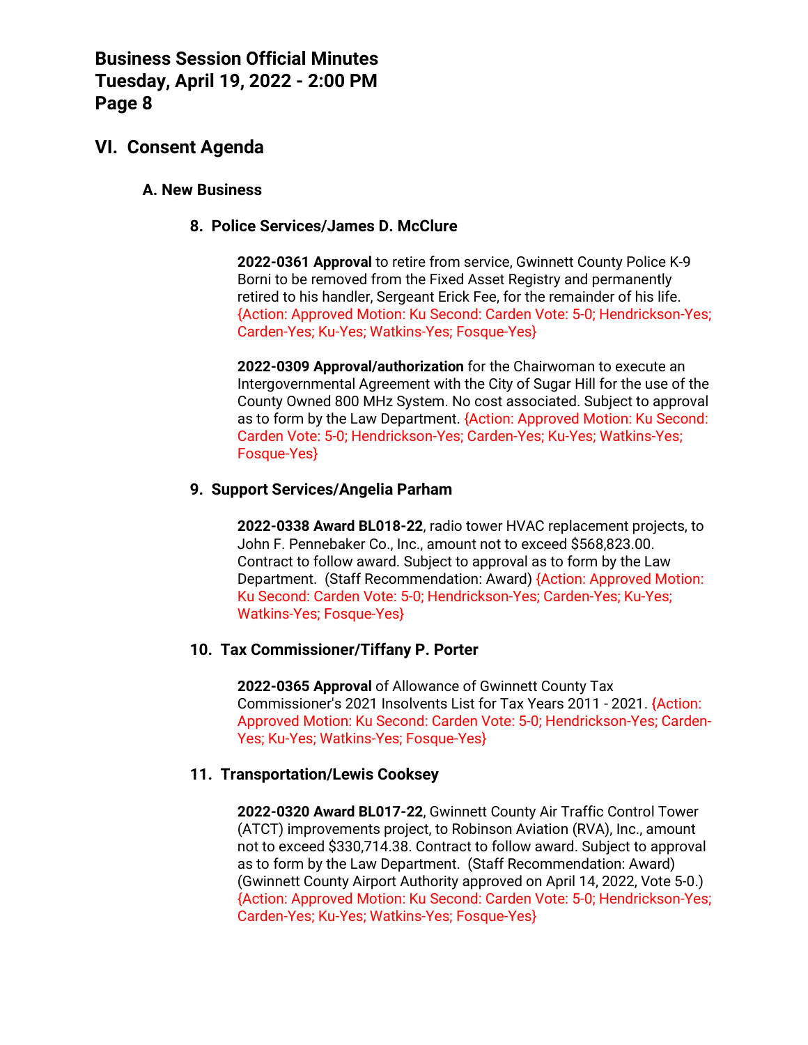## VI. Consent Agenda

### A. New Business

#### 8. Police Services/James D. McClure

**2022-0361 Approval** to retire from service, Gwinnett County Police K-9 Borni to be removed from the Fixed Asset Registry and permanently retired to his handler, Sergeant Erick Fee, for the remainder of his life. {Action: Approved Motion: Ku Second: Carden Vote: 5-0; Hendrickson-Yes; Carden-Yes; Ku-Yes; Watkins-Yes; Fosque-Yes}

**2022-0309 Approval/authorization** for the Chairwoman to execute an Intergovernmental Agreement with the City of Sugar Hill for the use of the County Owned 800 MHz System. No cost associated. Subject to approval as to form by the Law Department. {Action: Approved Motion: Ku Second: Carden Vote: 5-0; Hendrickson-Yes; Carden-Yes; Ku-Yes; Watkins-Yes; Fosque-Yes}

#### 9. Support Services/Angelia Parham

**2022-0338 Award BL018-22**, radio tower HVAC replacement projects, to John F. Pennebaker Co., Inc., amount not to exceed $568,823.00. Contract to follow award. Subject to approval as to form by the Law Department. (Staff Recommendation: Award) {Action: Approved Motion: Ku Second: Carden Vote: 5-0; Hendrickson-Yes; Carden-Yes; Ku-Yes; Watkins-Yes; Fosque-Yes}

#### 10. Tax Commissioner/Tiffany P. Porter

**2022-0365 Approval** of Allowance of Gwinnett County Tax Commissioner's 2021 Insolvents List for Tax Years 2011 - 2021. {Action: Approved Motion: Ku Second: Carden Vote: 5-0; Hendrickson-Yes; Carden-Yes; Ku-Yes; Watkins-Yes; Fosque-Yes}

#### 11. Transportation/Lewis Cooksey

**2022-0320 Award BL017-22**, Gwinnett County Air Traffic Control Tower (ATCT) improvements project, to Robinson Aviation (RVA), Inc., amount not to exceed $330,714.38. Contract to follow award. Subject to approval as to form by the Law Department. (Staff Recommendation: Award) (Gwinnett County Airport Authority approved on April 14, 2022, Vote 5-0.) {Action: Approved Motion: Ku Second: Carden Vote: 5-0; Hendrickson-Yes; Carden-Yes; Ku-Yes; Watkins-Yes; Fosque-Yes}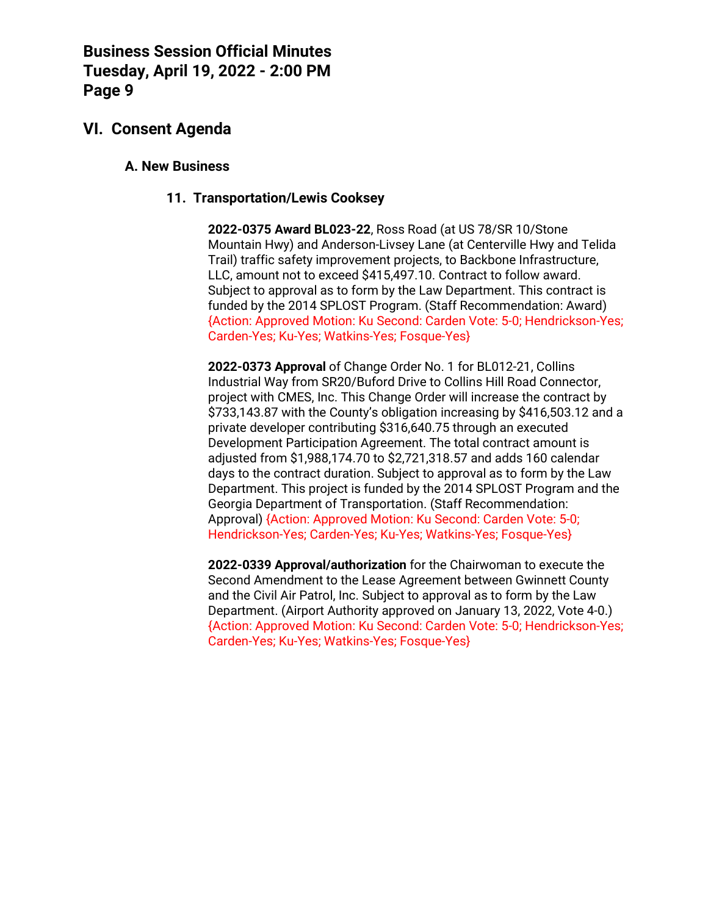## VI. Consent Agenda

### A. New Business

#### 11. Transportation/Lewis Cooksey

**2022-0375 Award BL023-22**, Ross Road (at US 78/SR 10/Stone Mountain Hwy) and Anderson-Livsey Lane (at Centerville Hwy and Telida Trail) traffic safety improvement projects, to Backbone Infrastructure, LLC, amount not to exceed $415,497.10. Contract to follow award. Subject to approval as to form by the Law Department. This contract is funded by the 2014 SPLOST Program. (Staff Recommendation: Award) {Action: Approved Motion: Ku Second: Carden Vote: 5-0; Hendrickson-Yes; Carden-Yes; Ku-Yes; Watkins-Yes; Fosque-Yes}

**2022-0373 Approval** of Change Order No. 1 for BL012-21, Collins Industrial Way from SR20/Buford Drive to Collins Hill Road Connector, project with CMES, Inc. This Change Order will increase the contract by $733,143.87 with the County's obligation increasing by $416,503.12 and a private developer contributing $316,640.75 through an executed Development Participation Agreement. The total contract amount is adjusted from $1,988,174.70 to $2,721,318.57 and adds 160 calendar days to the contract duration. Subject to approval as to form by the Law Department. This project is funded by the 2014 SPLOST Program and the Georgia Department of Transportation. (Staff Recommendation: Approval) {Action: Approved Motion: Ku Second: Carden Vote: 5-0; Hendrickson-Yes; Carden-Yes; Ku-Yes; Watkins-Yes; Fosque-Yes}

**2022-0339 Approval/authorization** for the Chairwoman to execute the Second Amendment to the Lease Agreement between Gwinnett County and the Civil Air Patrol, Inc. Subject to approval as to form by the Law Department. (Airport Authority approved on January 13, 2022, Vote 4-0.) {Action: Approved Motion: Ku Second: Carden Vote: 5-0; Hendrickson-Yes; Carden-Yes; Ku-Yes; Watkins-Yes; Fosque-Yes}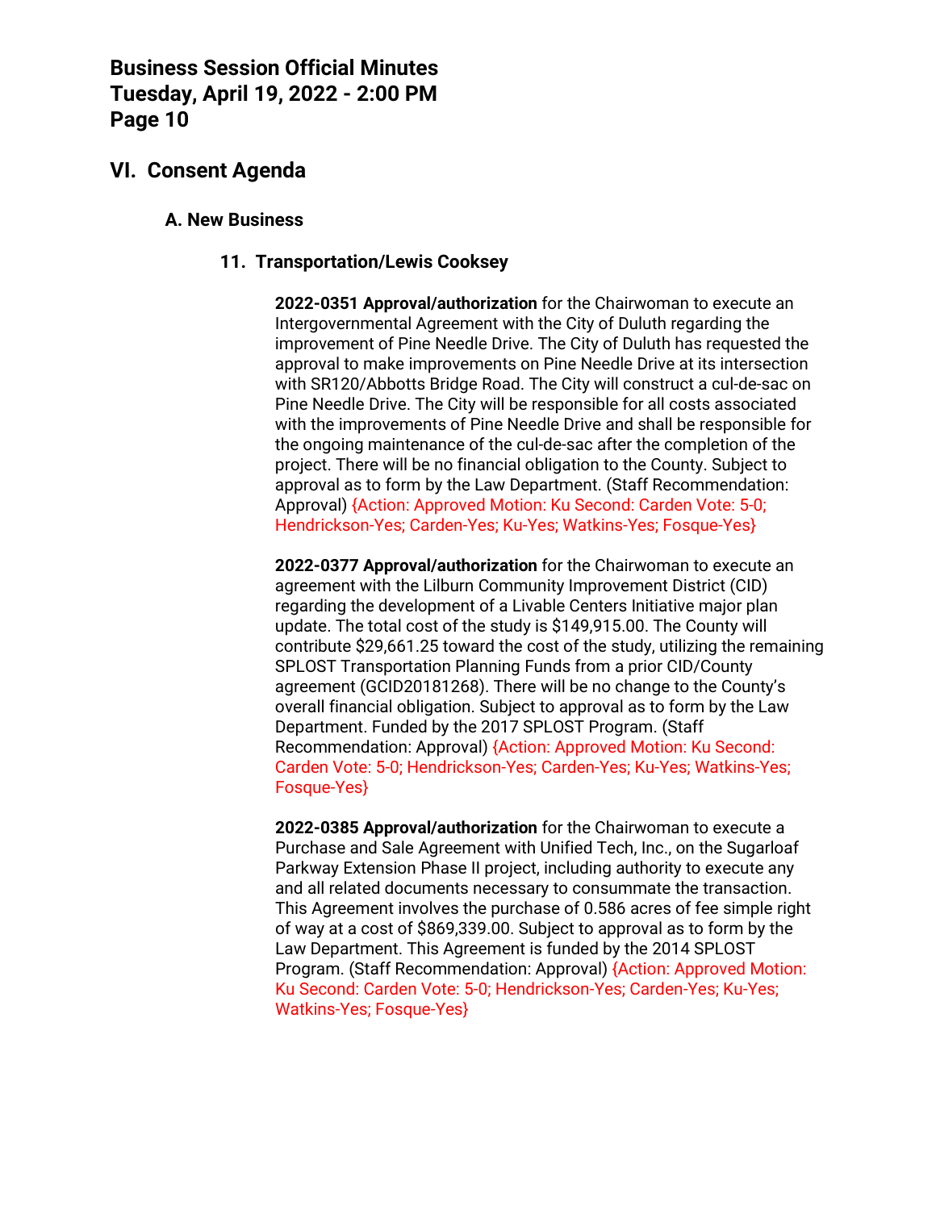## VI. Consent Agenda

### A. New Business

#### 11. Transportation/Lewis Cooksey

**2022-0351 Approval/authorization** for the Chairwoman to execute an Intergovernmental Agreement with the City of Duluth regarding the improvement of Pine Needle Drive. The City of Duluth has requested the approval to make improvements on Pine Needle Drive at its intersection with SR120/Abbotts Bridge Road. The City will construct a cul-de-sac on Pine Needle Drive. The City will be responsible for all costs associated with the improvements of Pine Needle Drive and shall be responsible for the ongoing maintenance of the cul-de-sac after the completion of the project. There will be no financial obligation to the County. Subject to approval as to form by the Law Department. (Staff Recommendation: Approval) {Action: Approved Motion: Ku Second: Carden Vote: 5-0; Hendrickson-Yes; Carden-Yes; Ku-Yes; Watkins-Yes; Fosque-Yes}

**2022-0377 Approval/authorization** for the Chairwoman to execute an agreement with the Lilburn Community Improvement District (CID) regarding the development of a Livable Centers Initiative major plan update. The total cost of the study is $149,915.00. The County will contribute $29,661.25 toward the cost of the study, utilizing the remaining SPLOST Transportation Planning Funds from a prior CID/County agreement (GCID20181268). There will be no change to the County's overall financial obligation. Subject to approval as to form by the Law Department. Funded by the 2017 SPLOST Program. (Staff Recommendation: Approval) {Action: Approved Motion: Ku Second: Carden Vote: 5-0; Hendrickson-Yes; Carden-Yes; Ku-Yes; Watkins-Yes; Fosque-Yes}

**2022-0385 Approval/authorization** for the Chairwoman to execute a Purchase and Sale Agreement with Unified Tech, Inc., on the Sugarloaf Parkway Extension Phase II project, including authority to execute any and all related documents necessary to consummate the transaction. This Agreement involves the purchase of 0.586 acres of fee simple right of way at a cost of $869,339.00. Subject to approval as to form by the Law Department. This Agreement is funded by the 2014 SPLOST Program. (Staff Recommendation: Approval) {Action: Approved Motion: Ku Second: Carden Vote: 5-0; Hendrickson-Yes; Carden-Yes; Ku-Yes; Watkins-Yes; Fosque-Yes}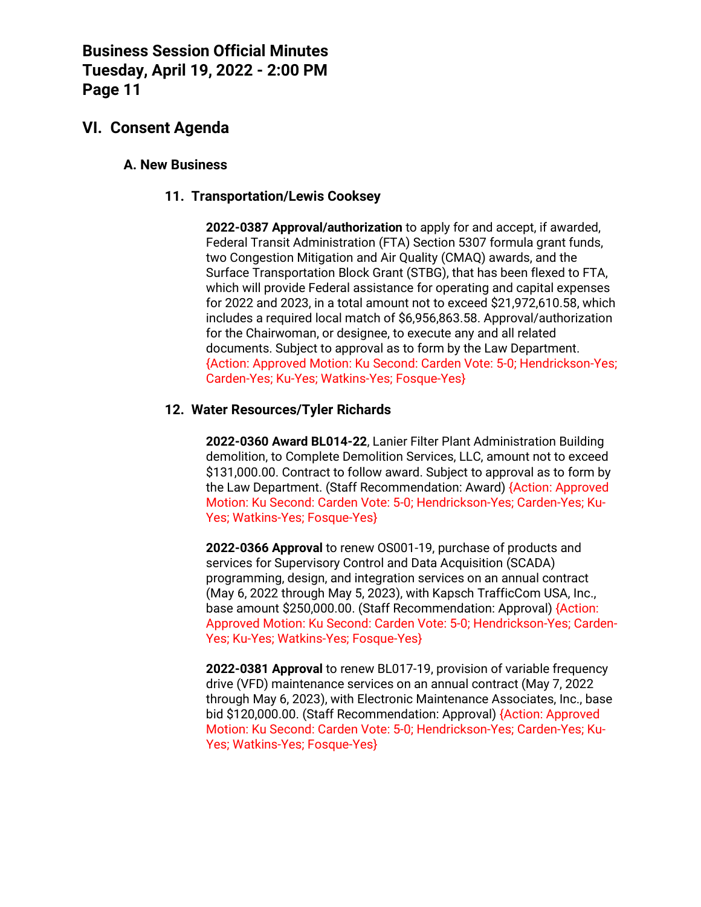## VI. Consent Agenda

### A. New Business

#### 11. Transportation/Lewis Cooksey

**2022-0387 Approval/authorization** to apply for and accept, if awarded, Federal Transit Administration (FTA) Section 5307 formula grant funds, two Congestion Mitigation and Air Quality (CMAQ) awards, and the Surface Transportation Block Grant (STBG), that has been flexed to FTA, which will provide Federal assistance for operating and capital expenses for 2022 and 2023, in a total amount not to exceed $21,972,610.58, which includes a required local match of $6,956,863.58. Approval/authorization for the Chairwoman, or designee, to execute any and all related documents. Subject to approval as to form by the Law Department. {Action: Approved Motion: Ku Second: Carden Vote: 5-0; Hendrickson-Yes; Carden-Yes; Ku-Yes; Watkins-Yes; Fosque-Yes}

#### 12. Water Resources/Tyler Richards

**2022-0360 Award BL014-22**, Lanier Filter Plant Administration Building demolition, to Complete Demolition Services, LLC, amount not to exceed $131,000.00. Contract to follow award. Subject to approval as to form by the Law Department. (Staff Recommendation: Award) {Action: Approved Motion: Ku Second: Carden Vote: 5-0; Hendrickson-Yes; Carden-Yes; Ku-Yes; Watkins-Yes; Fosque-Yes}

**2022-0366 Approval** to renew OS001-19, purchase of products and services for Supervisory Control and Data Acquisition (SCADA) programming, design, and integration services on an annual contract (May 6, 2022 through May 5, 2023), with Kapsch TrafficCom USA, Inc., base amount $250,000.00. (Staff Recommendation: Approval) {Action: Approved Motion: Ku Second: Carden Vote: 5-0; Hendrickson-Yes; Carden-Yes; Ku-Yes; Watkins-Yes; Fosque-Yes}

**2022-0381 Approval** to renew BL017-19, provision of variable frequency drive (VFD) maintenance services on an annual contract (May 7, 2022 through May 6, 2023), with Electronic Maintenance Associates, Inc., base bid $120,000.00. (Staff Recommendation: Approval) {Action: Approved Motion: Ku Second: Carden Vote: 5-0; Hendrickson-Yes; Carden-Yes; Ku-Yes; Watkins-Yes; Fosque-Yes}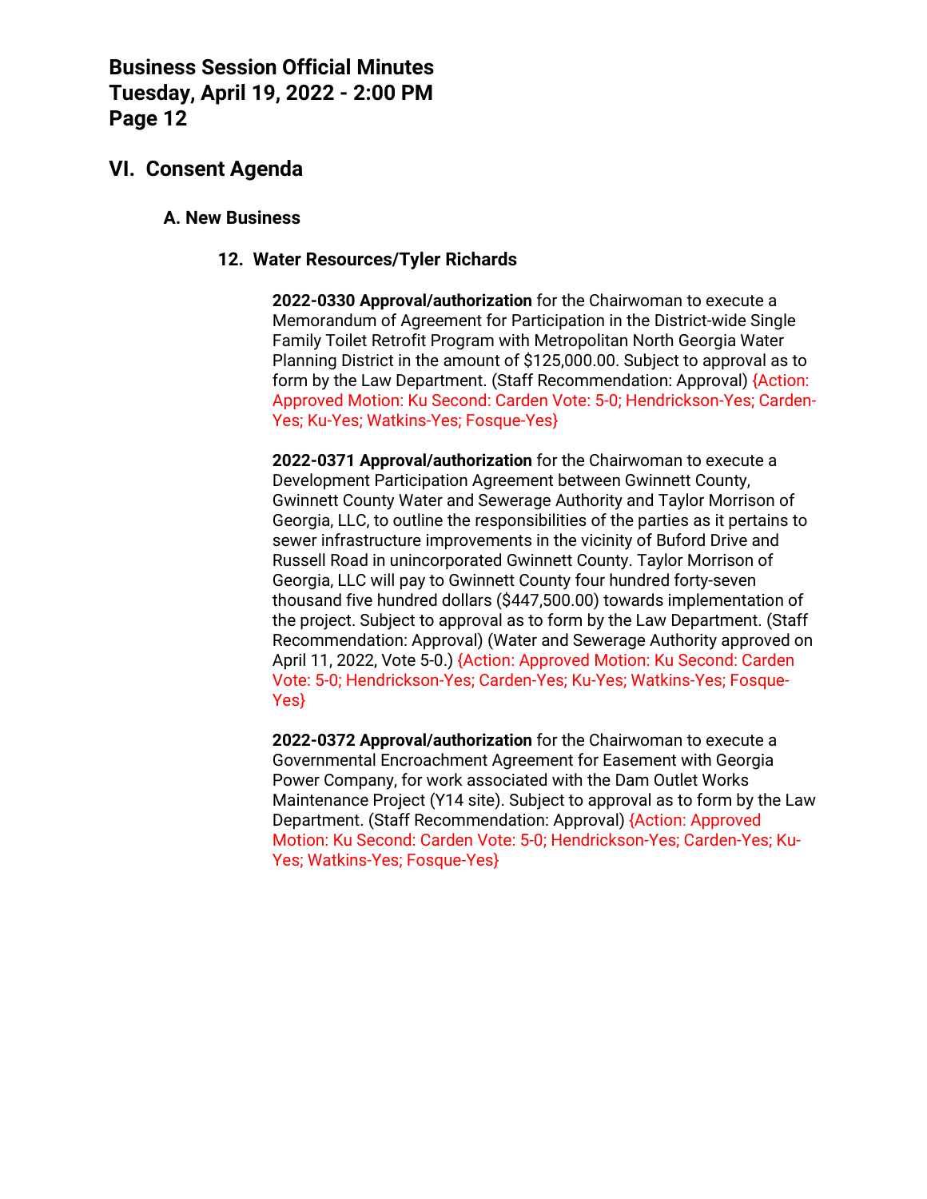## VI. Consent Agenda

### A. New Business

#### 12. Water Resources/Tyler Richards

**2022-0330 Approval/authorization** for the Chairwoman to execute a Memorandum of Agreement for Participation in the District-wide Single Family Toilet Retrofit Program with Metropolitan North Georgia Water Planning District in the amount of $125,000.00. Subject to approval as to form by the Law Department. (Staff Recommendation: Approval) {Action: Approved Motion: Ku Second: Carden Vote: 5-0; Hendrickson-Yes; Carden-Yes; Ku-Yes; Watkins-Yes; Fosque-Yes}

**2022-0371 Approval/authorization** for the Chairwoman to execute a Development Participation Agreement between Gwinnett County, Gwinnett County Water and Sewerage Authority and Taylor Morrison of Georgia, LLC, to outline the responsibilities of the parties as it pertains to sewer infrastructure improvements in the vicinity of Buford Drive and Russell Road in unincorporated Gwinnett County. Taylor Morrison of Georgia, LLC will pay to Gwinnett County four hundred forty-seven thousand five hundred dollars ($447,500.00) towards implementation of the project. Subject to approval as to form by the Law Department. (Staff Recommendation: Approval) (Water and Sewerage Authority approved on April 11, 2022, Vote 5-0.) {Action: Approved Motion: Ku Second: Carden Vote: 5-0; Hendrickson-Yes; Carden-Yes; Ku-Yes; Watkins-Yes; Fosque-Yes}

**2022-0372 Approval/authorization** for the Chairwoman to execute a Governmental Encroachment Agreement for Easement with Georgia Power Company, for work associated with the Dam Outlet Works Maintenance Project (Y14 site). Subject to approval as to form by the Law Department. (Staff Recommendation: Approval) {Action: Approved Motion: Ku Second: Carden Vote: 5-0; Hendrickson-Yes; Carden-Yes; Ku-Yes; Watkins-Yes; Fosque-Yes}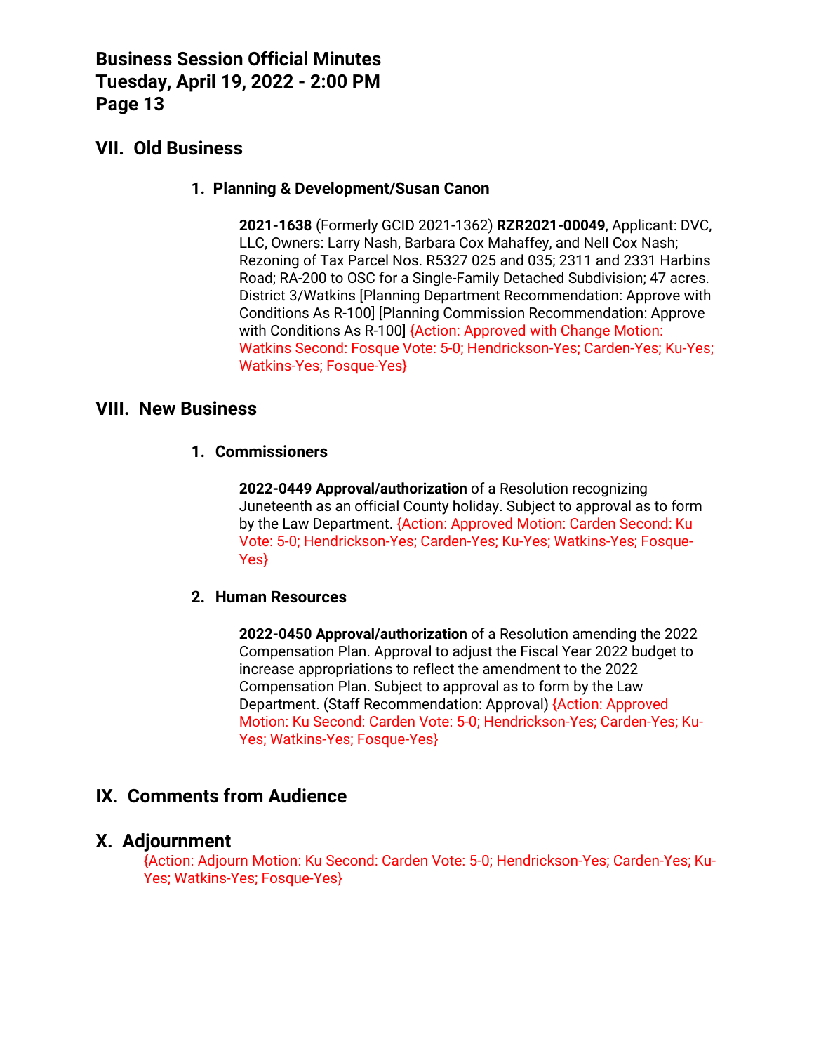## VII. Old Business

### 1. Planning & Development/Susan Canon

**2021-1638** (Formerly GCID 2021-1362) **RZR2021-00049**, Applicant: DVC, LLC, Owners: Larry Nash, Barbara Cox Mahaffey, and Nell Cox Nash; Rezoning of Tax Parcel Nos. R5327 025 and 035; 2311 and 2331 Harbins Road; RA-200 to OSC for a Single-Family Detached Subdivision; 47 acres. District 3/Watkins [Planning Department Recommendation: Approve with Conditions As R-100] [Planning Commission Recommendation: Approve with Conditions As R-100] {Action: Approved with Change Motion: Watkins Second: Fosque Vote: 5-0; Hendrickson-Yes; Carden-Yes; Ku-Yes; Watkins-Yes; Fosque-Yes}

## VIII. New Business

### 1. Commissioners

**2022-0449 Approval/authorization** of a Resolution recognizing Juneteenth as an official County holiday. Subject to approval as to form by the Law Department. {Action: Approved Motion: Carden Second: Ku Vote: 5-0; Hendrickson-Yes; Carden-Yes; Ku-Yes; Watkins-Yes; Fosque-Yes}

### 2. Human Resources

**2022-0450 Approval/authorization** of a Resolution amending the 2022 Compensation Plan. Approval to adjust the Fiscal Year 2022 budget to increase appropriations to reflect the amendment to the 2022 Compensation Plan. Subject to approval as to form by the Law Department. (Staff Recommendation: Approval) {Action: Approved Motion: Ku Second: Carden Vote: 5-0; Hendrickson-Yes; Carden-Yes; Ku-Yes; Watkins-Yes; Fosque-Yes}

## IX. Comments from Audience

## X. Adjournment

{Action: Adjourn Motion: Ku Second: Carden Vote: 5-0; Hendrickson-Yes; Carden-Yes; Ku-Yes; Watkins-Yes; Fosque-Yes}